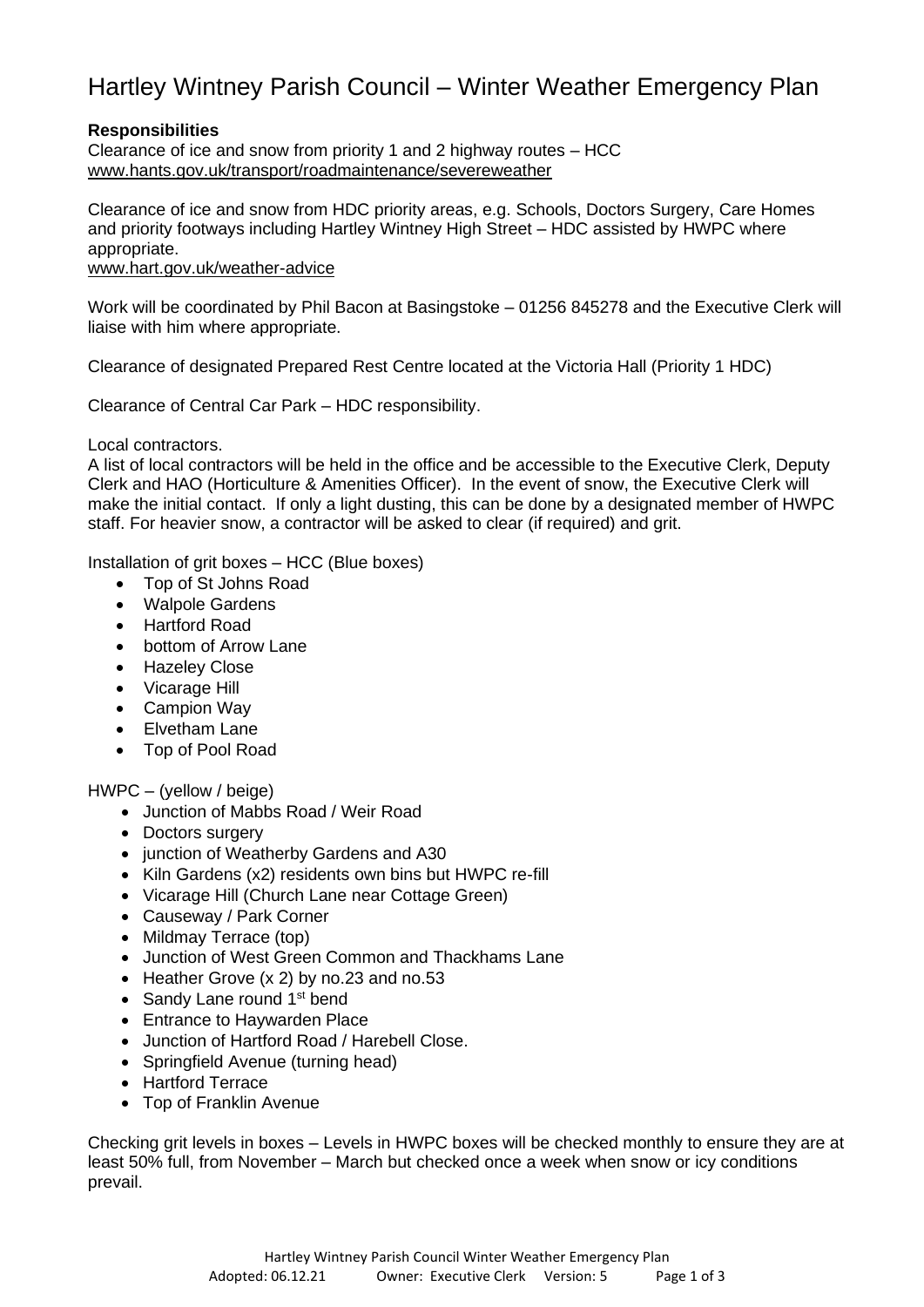# Hartley Wintney Parish Council – Winter Weather Emergency Plan

**Responsibilities**

Clearance of ice and snow from priority 1 and 2 highway routes – HCC
www.hants.gov.uk/transport/roadmaintenance/severeweather

Clearance of ice and snow from HDC priority areas, e.g. Schools, Doctors Surgery, Care Homes and priority footways including Hartley Wintney High Street – HDC assisted by HWPC where appropriate.
www.hart.gov.uk/weather-advice

Work will be coordinated by Phil Bacon at Basingstoke – 01256 845278 and the Executive Clerk will liaise with him where appropriate.

Clearance of designated Prepared Rest Centre located at the Victoria Hall (Priority 1 HDC)

Clearance of Central Car Park – HDC responsibility.

Local contractors.
A list of local contractors will be held in the office and be accessible to the Executive Clerk, Deputy Clerk and HAO (Horticulture & Amenities Officer). In the event of snow, the Executive Clerk will make the initial contact. If only a light dusting, this can be done by a designated member of HWPC staff. For heavier snow, a contractor will be asked to clear (if required) and grit.

Installation of grit boxes – HCC (Blue boxes)

- Top of St Johns Road
- Walpole Gardens
- Hartford Road
- bottom of Arrow Lane
- Hazeley Close
- Vicarage Hill
- Campion Way
- Elvetham Lane
- Top of Pool Road

HWPC – (yellow / beige)

- Junction of Mabbs Road / Weir Road
- Doctors surgery
- junction of Weatherby Gardens and A30
- Kiln Gardens (x2) residents own bins but HWPC re-fill
- Vicarage Hill (Church Lane near Cottage Green)
- Causeway / Park Corner
- Mildmay Terrace (top)
- Junction of West Green Common and Thackhams Lane
- Heather Grove (x 2) by no.23 and no.53
- Sandy Lane round 1st bend
- Entrance to Haywarden Place
- Junction of Hartford Road / Harebell Close.
- Springfield Avenue (turning head)
- Hartford Terrace
- Top of Franklin Avenue

Checking grit levels in boxes – Levels in HWPC boxes will be checked monthly to ensure they are at least 50% full, from November – March but checked once a week when snow or icy conditions prevail.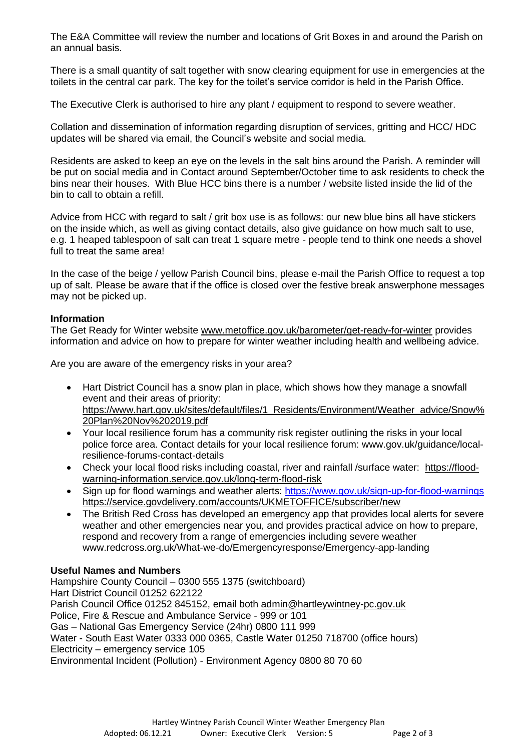The E&A Committee will review the number and locations of Grit Boxes in and around the Parish on an annual basis.

There is a small quantity of salt together with snow clearing equipment for use in emergencies at the toilets in the central car park. The key for the toilet's service corridor is held in the Parish Office.

The Executive Clerk is authorised to hire any plant / equipment to respond to severe weather.

Collation and dissemination of information regarding disruption of services, gritting and HCC/ HDC updates will be shared via email, the Council's website and social media.

Residents are asked to keep an eye on the levels in the salt bins around the Parish. A reminder will be put on social media and in Contact around September/October time to ask residents to check the bins near their houses. With Blue HCC bins there is a number / website listed inside the lid of the bin to call to obtain a refill.

Advice from HCC with regard to salt / grit box use is as follows: our new blue bins all have stickers on the inside which, as well as giving contact details, also give guidance on how much salt to use, e.g. 1 heaped tablespoon of salt can treat 1 square metre - people tend to think one needs a shovel full to treat the same area!

In the case of the beige / yellow Parish Council bins, please e-mail the Parish Office to request a top up of salt. Please be aware that if the office is closed over the festive break answerphone messages may not be picked up.

**Information**

The Get Ready for Winter website www.metoffice.gov.uk/barometer/get-ready-for-winter provides information and advice on how to prepare for winter weather including health and wellbeing advice.

Are you are aware of the emergency risks in your area?

- Hart District Council has a snow plan in place, which shows how they manage a snowfall event and their areas of priority: https://www.hart.gov.uk/sites/default/files/1_Residents/Environment/Weather_advice/Snow%20Plan%20Nov%202019.pdf
- Your local resilience forum has a community risk register outlining the risks in your local police force area. Contact details for your local resilience forum: www.gov.uk/guidance/local-resilience-forums-contact-details
- Check your local flood risks including coastal, river and rainfall /surface water: https://flood-warning-information.service.gov.uk/long-term-flood-risk
- Sign up for flood warnings and weather alerts: https://www.gov.uk/sign-up-for-flood-warnings https://service.govdelivery.com/accounts/UKMETOFFICE/subscriber/new
- The British Red Cross has developed an emergency app that provides local alerts for severe weather and other emergencies near you, and provides practical advice on how to prepare, respond and recovery from a range of emergencies including severe weather www.redcross.org.uk/What-we-do/Emergencyresponse/Emergency-app-landing

**Useful Names and Numbers**

Hampshire County Council – 0300 555 1375 (switchboard)
Hart District Council 01252 622122
Parish Council Office 01252 845152, email both admin@hartleywintney-pc.gov.uk
Police, Fire & Rescue and Ambulance Service - 999 or 101
Gas – National Gas Emergency Service (24hr) 0800 111 999
Water - South East Water 0333 000 0365, Castle Water 01250 718700 (office hours)
Electricity – emergency service 105
Environmental Incident (Pollution) - Environment Agency 0800 80 70 60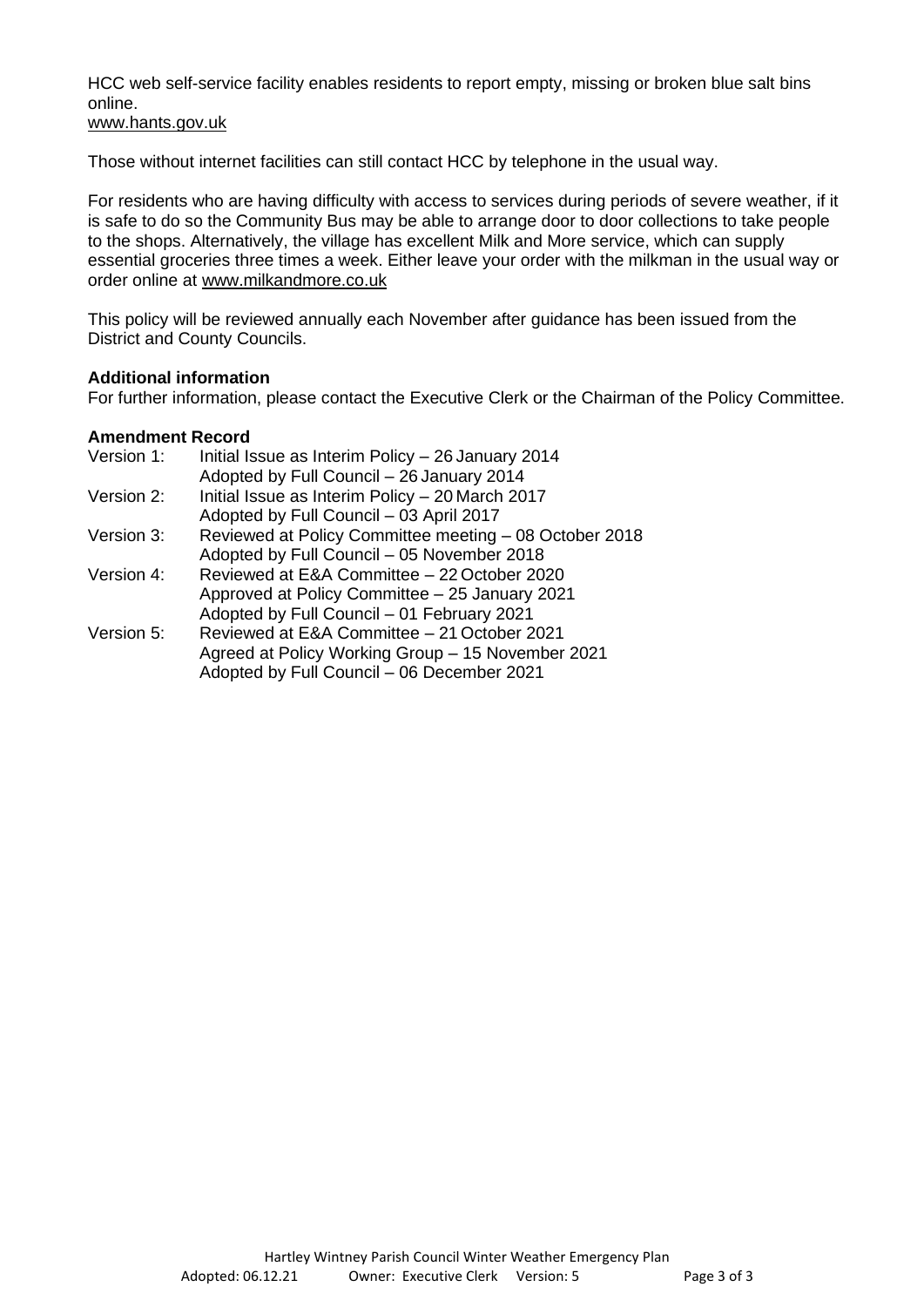HCC web self-service facility enables residents to report empty, missing or broken blue salt bins online.
www.hants.gov.uk

Those without internet facilities can still contact HCC by telephone in the usual way.

For residents who are having difficulty with access to services during periods of severe weather, if it is safe to do so the Community Bus may be able to arrange door to door collections to take people to the shops. Alternatively, the village has excellent Milk and More service, which can supply essential groceries three times a week. Either leave your order with the milkman in the usual way or order online at www.milkandmore.co.uk

This policy will be reviewed annually each November after guidance has been issued from the District and County Councils.

**Additional information**
For further information, please contact the Executive Clerk or the Chairman of the Policy Committee.

**Amendment Record**

| | |
|---|---|
| Version 1: | Initial Issue as Interim Policy – 26 January 2014<br>Adopted by Full Council – 26 January 2014 |
| Version 2: | Initial Issue as Interim Policy – 20 March 2017<br>Adopted by Full Council – 03 April 2017 |
| Version 3: | Reviewed at Policy Committee meeting – 08 October 2018<br>Adopted by Full Council – 05 November 2018 |
| Version 4: | Reviewed at E&A Committee – 22 October 2020<br>Approved at Policy Committee – 25 January 2021<br>Adopted by Full Council – 01 February 2021 |
| Version 5: | Reviewed at E&A Committee – 21 October 2021<br>Agreed at Policy Working Group – 15 November 2021<br>Adopted by Full Council – 06 December 2021 |